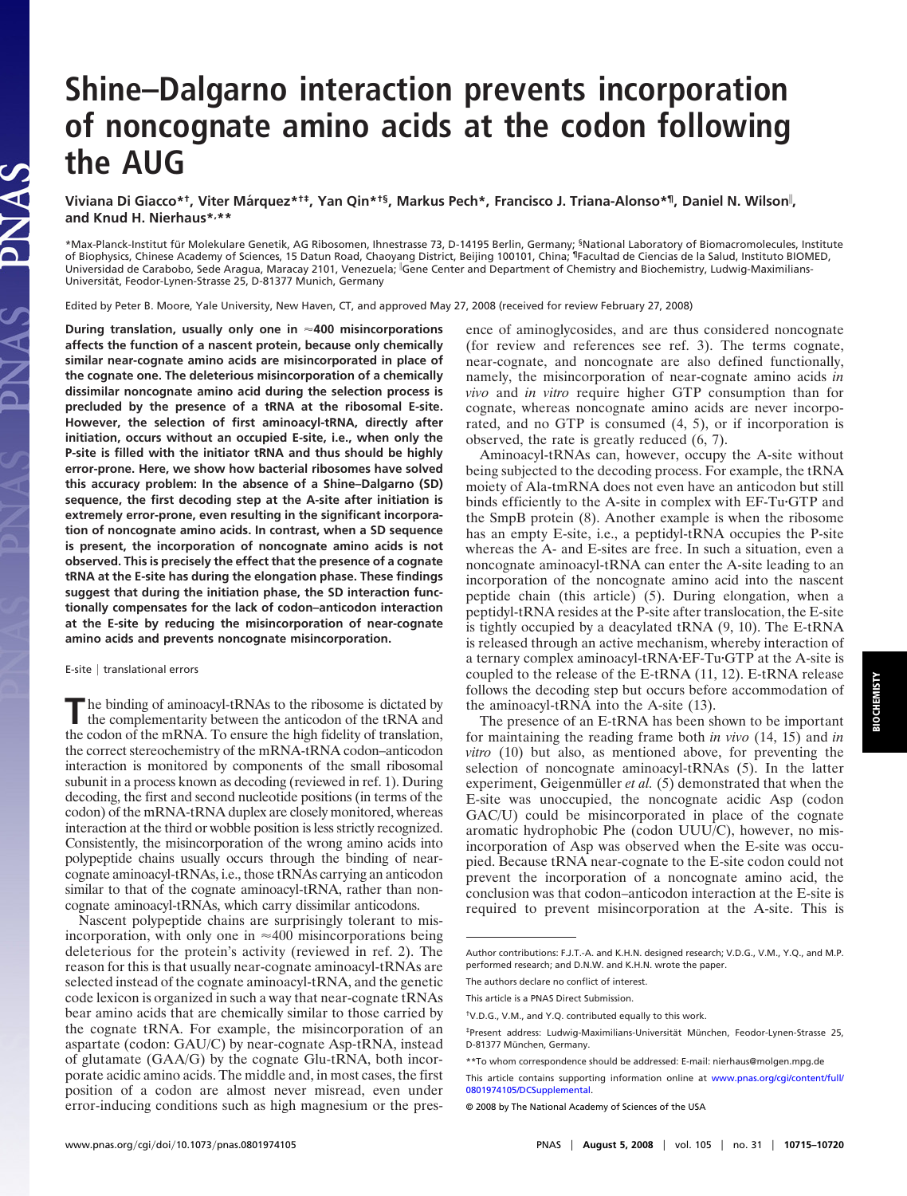# Shine–Dalgarno interaction prevents incorporation of noncognate amino acids at the codon following the AUG

**Viviana Di Giacco*†, Viter Márquez*†‡, Yan Qin*†§, Markus Pech*, Francisco J. Triana-Alonso*¶, Daniel N. Wilson‖, and Knud H. Nierhaus*,\*\***

*Max-Planck-Institut für Molekulare Genetik, AG Ribosomen, Ihnestrasse 73, D-14195 Berlin, Germany; §National Laboratory of Biomacromolecules, Institute of Biophysics, Chinese Academy of Sciences, 15 Datun Road, Chaoyang District, Beijing 100101, China; ¶Facultad de Ciencias de la Salud, Instituto BIOMED, Universidad de Carabobo, Sede Aragua, Maracay 2101, Venezuela; ‖Gene Center and Department of Chemistry and Biochemistry, Ludwig-Maximilians-Universität, Feodor-Lynen-Strasse 25, D-81377 Munich, Germany

Edited by Peter B. Moore, Yale University, New Haven, CT, and approved May 27, 2008 (received for review February 27, 2008)

**During translation, usually only one in ≈400 misincorporations affects the function of a nascent protein, because only chemically similar near-cognate amino acids are misincorporated in place of the cognate one. The deleterious misincorporation of a chemically dissimilar noncognate amino acid during the selection process is precluded by the presence of a tRNA at the ribosomal E-site. However, the selection of first aminoacyl-tRNA, directly after initiation, occurs without an occupied E-site, i.e., when only the P-site is filled with the initiator tRNA and thus should be highly error-prone. Here, we show how bacterial ribosomes have solved this accuracy problem: In the absence of a Shine–Dalgarno (SD) sequence, the first decoding step at the A-site after initiation is extremely error-prone, even resulting in the significant incorporation of noncognate amino acids. In contrast, when a SD sequence is present, the incorporation of noncognate amino acids is not observed. This is precisely the effect that the presence of a cognate tRNA at the E-site has during the elongation phase. These findings suggest that during the initiation phase, the SD interaction functionally compensates for the lack of codon–anticodon interaction at the E-site by reducing the misincorporation of near-cognate amino acids and prevents noncognate misincorporation.**

E-site | translational errors

The binding of aminoacyl-tRNAs to the ribosome is dictated by the complementarity between the anticodon of the tRNA and the codon of the mRNA. To ensure the high fidelity of translation, the correct stereochemistry of the mRNA-tRNA codon–anticodon interaction is monitored by components of the small ribosomal subunit in a process known as decoding (reviewed in ref. 1). During decoding, the first and second nucleotide positions (in terms of the codon) of the mRNA-tRNA duplex are closely monitored, whereas interaction at the third or wobble position is less strictly recognized. Consistently, the misincorporation of the wrong amino acids into polypeptide chains usually occurs through the binding of near-cognate aminoacyl-tRNAs, i.e., those tRNAs carrying an anticodon similar to that of the cognate aminoacyl-tRNA, rather than noncognate aminoacyl-tRNAs, which carry dissimilar anticodons.

Nascent polypeptide chains are surprisingly tolerant to misincorporation, with only one in ≈400 misincorporations being deleterious for the protein's activity (reviewed in ref. 2). The reason for this is that usually near-cognate aminoacyl-tRNAs are selected instead of the cognate aminoacyl-tRNA, and the genetic code lexicon is organized in such a way that near-cognate tRNAs bear amino acids that are chemically similar to those carried by the cognate tRNA. For example, the misincorporation of an aspartate (codon: GAU/C) by near-cognate Asp-tRNA, instead of glutamate (GAA/G) by the cognate Glu-tRNA, both incorporate acidic amino acids. The middle and, in most cases, the first position of a codon are almost never misread, even under error-inducing conditions such as high magnesium or the presence of aminoglycosides, and are thus considered noncognate (for review and references see ref. 3). The terms cognate, near-cognate, and noncognate are also defined functionally, namely, the misincorporation of near-cognate amino acids *in vivo* and *in vitro* require higher GTP consumption than for cognate, whereas noncognate amino acids are never incorporated, and no GTP is consumed (4, 5), or if incorporation is observed, the rate is greatly reduced (6, 7).

Aminoacyl-tRNAs can, however, occupy the A-site without being subjected to the decoding process. For example, the tRNA moiety of Ala-tmRNA does not even have an anticodon but still binds efficiently to the A-site in complex with EF-Tu·GTP and the SmpB protein (8). Another example is when the ribosome has an empty E-site, i.e., a peptidyl-tRNA occupies the P-site whereas the A- and E-sites are free. In such a situation, even a noncognate aminoacyl-tRNA can enter the A-site leading to an incorporation of the noncognate amino acid into the nascent peptide chain (this article) (5). During elongation, when a peptidyl-tRNA resides at the P-site after translocation, the E-site is tightly occupied by a deacylated tRNA (9, 10). The E-tRNA is released through an active mechanism, whereby interaction of a ternary complex aminoacyl-tRNA·EF-Tu·GTP at the A-site is coupled to the release of the E-tRNA (11, 12). E-tRNA release follows the decoding step but occurs before accommodation of the aminoacyl-tRNA into the A-site (13).

The presence of an E-tRNA has been shown to be important for maintaining the reading frame both *in vivo* (14, 15) and *in vitro* (10) but also, as mentioned above, for preventing the selection of noncognate aminoacyl-tRNAs (5). In the latter experiment, Geigenmüller *et al.* (5) demonstrated that when the E-site was unoccupied, the noncognate acidic Asp (codon GAC/U) could be misincorporated in place of the cognate aromatic hydrophobic Phe (codon UUU/C), however, no misincorporation of Asp was observed when the E-site was occupied. Because tRNA near-cognate to the E-site codon could not prevent the incorporation of a noncognate amino acid, the conclusion was that codon–anticodon interaction at the E-site is required to prevent misincorporation at the A-site. This is

---

Author contributions: F.J.T.-A. and K.H.N. designed research; V.D.G., V.M., Y.Q., and M.P. performed research; and D.N.W. and K.H.N. wrote the paper.

The authors declare no conflict of interest.

This article is a PNAS Direct Submission.

†V.D.G., V.M., and Y.Q. contributed equally to this work.

‡Present address: Ludwig-Maximilians-Universität München, Feodor-Lynen-Strasse 25, D-81377 München, Germany.

\*\*To whom correspondence should be addressed: E-mail: nierhaus@molgen.mpg.de

This article contains supporting information online at www.pnas.org/cgi/content/full/0801974105/DCSupplemental.

© 2008 by The National Academy of Sciences of the USA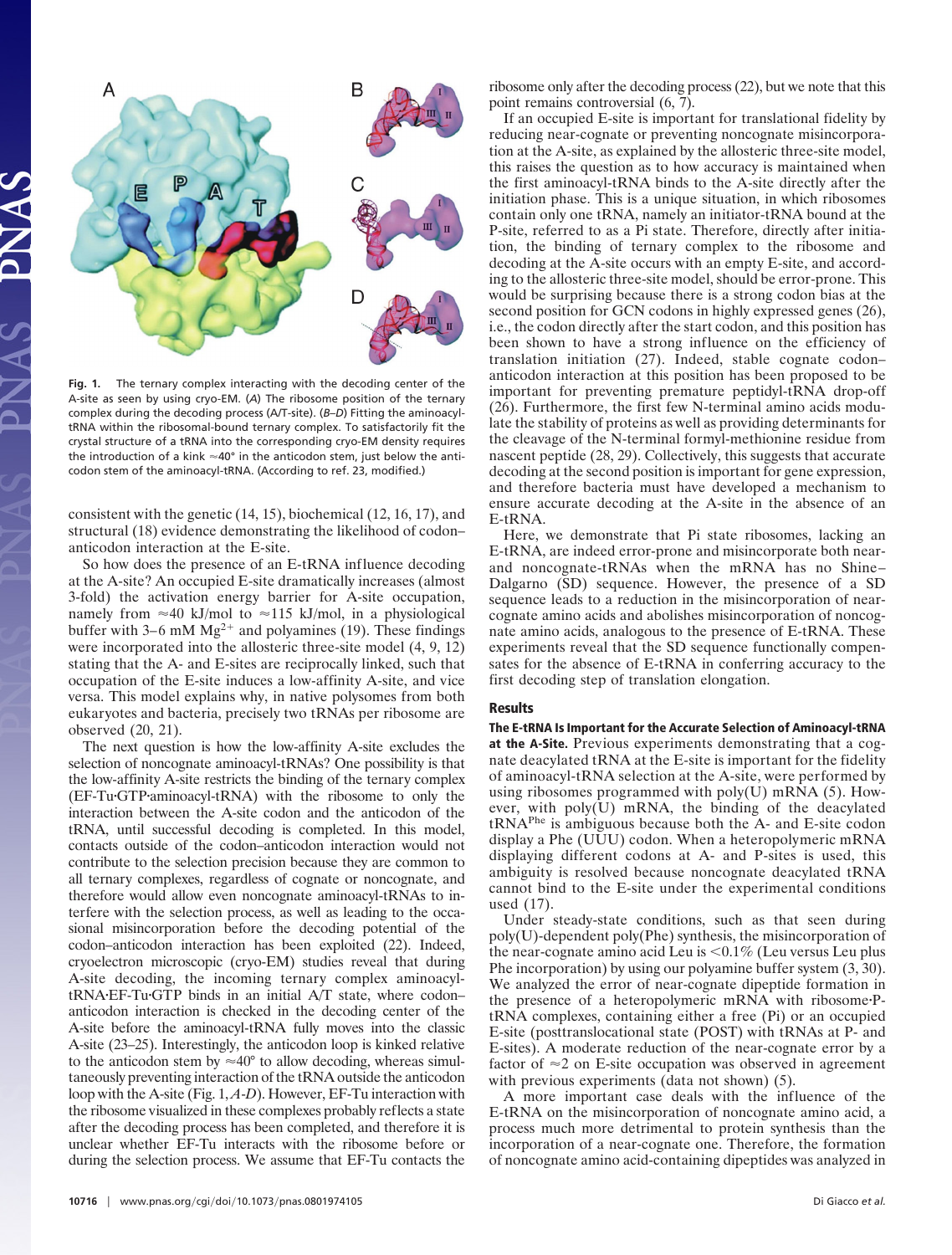**Fig. 1.** The ternary complex interacting with the decoding center of the A-site as seen by using cryo-EM. (*A*) The ribosome position of the ternary complex during the decoding process (A/T-site). (*B–D*) Fitting the aminoacyl-tRNA within the ribosomal-bound ternary complex. To satisfactorily fit the crystal structure of a tRNA into the corresponding cryo-EM density requires the introduction of a kink ≈40° in the anticodon stem, just below the anticodon stem of the aminoacyl-tRNA. (According to ref. 23, modified.)

consistent with the genetic (14, 15), biochemical (12, 16, 17), and structural (18) evidence demonstrating the likelihood of codon–anticodon interaction at the E-site.

So how does the presence of an E-tRNA influence decoding at the A-site? An occupied E-site dramatically increases (almost 3-fold) the activation energy barrier for A-site occupation, namely from ≈40 kJ/mol to ≈115 kJ/mol, in a physiological buffer with 3–6 mM $Mg^{2+}$ and polyamines (19). These findings were incorporated into the allosteric three-site model (4, 9, 12) stating that the A- and E-sites are reciprocally linked, such that occupation of the E-site induces a low-affinity A-site, and vice versa. This model explains why, in native polysomes from both eukaryotes and bacteria, precisely two tRNAs per ribosome are observed (20, 21).

The next question is how the low-affinity A-site excludes the selection of noncognate aminoacyl-tRNAs? One possibility is that the low-affinity A-site restricts the binding of the ternary complex (EF-Tu·GTP·aminoacyl-tRNA) with the ribosome to only the interaction between the A-site codon and the anticodon of the tRNA, until successful decoding is completed. In this model, contacts outside of the codon–anticodon interaction would not contribute to the selection precision because they are common to all ternary complexes, regardless of cognate or noncognate, and therefore would allow even noncognate aminoacyl-tRNAs to interfere with the selection process, as well as leading to the occasional misincorporation before the decoding potential of the codon–anticodon interaction has been exploited (22). Indeed, cryoelectron microscopic (cryo-EM) studies reveal that during A-site decoding, the incoming ternary complex aminoacyl-tRNA·EF-Tu·GTP binds in an initial A/T state, where codon–anticodon interaction is checked in the decoding center of the A-site before the aminoacyl-tRNA fully moves into the classic A-site (23–25). Interestingly, the anticodon loop is kinked relative to the anticodon stem by ≈40° to allow decoding, whereas simultaneously preventing interaction of the tRNA outside the anticodon loop with the A-site (Fig. 1, *A–D*). However, EF-Tu interaction with the ribosome visualized in these complexes probably reflects a state after the decoding process has been completed, and therefore it is unclear whether EF-Tu interacts with the ribosome before or during the selection process. We assume that EF-Tu contacts the ribosome only after the decoding process (22), but we note that this point remains controversial (6, 7).

If an occupied E-site is important for translational fidelity by reducing near-cognate or preventing noncognate misincorporation at the A-site, as explained by the allosteric three-site model, this raises the question as to how accuracy is maintained when the first aminoacyl-tRNA binds to the A-site directly after the initiation phase. This is a unique situation, in which ribosomes contain only one tRNA, namely an initiator-tRNA bound at the P-site, referred to as a Pi state. Therefore, directly after initiation, the binding of ternary complex to the ribosome and decoding at the A-site occurs with an empty E-site, and according to the allosteric three-site model, should be error-prone. This would be surprising because there is a strong codon bias at the second position for GCN codons in highly expressed genes (26), i.e., the codon directly after the start codon, and this position has been shown to have a strong influence on the efficiency of translation initiation (27). Indeed, stable cognate codon–anticodon interaction at this position has been proposed to be important for preventing premature peptidyl-tRNA drop-off (26). Furthermore, the first few N-terminal amino acids modulate the stability of proteins as well as providing determinants for the cleavage of the N-terminal formyl-methionine residue from nascent peptide (28, 29). Collectively, this suggests that accurate decoding at the second position is important for gene expression, and therefore bacteria must have developed a mechanism to ensure accurate decoding at the A-site in the absence of an E-tRNA.

Here, we demonstrate that Pi state ribosomes, lacking an E-tRNA, are indeed error-prone and misincorporate both near- and noncognate-tRNAs when the mRNA has no Shine–Dalgarno (SD) sequence. However, the presence of a SD sequence leads to a reduction in the misincorporation of near-cognate amino acids and abolishes misincorporation of noncognate amino acids, analogous to the presence of E-tRNA. These experiments reveal that the SD sequence functionally compensates for the absence of E-tRNA in conferring accuracy to the first decoding step of translation elongation.

## Results

**The E-tRNA Is Important for the Accurate Selection of Aminoacyl-tRNA at the A-Site.** Previous experiments demonstrating that a cognate deacylated tRNA at the E-site is important for the fidelity of aminoacyl-tRNA selection at the A-site, were performed by using ribosomes programmed with poly(U) mRNA (5). However, with poly(U) mRNA, the binding of the deacylated $tRNA^{Phe}$ is ambiguous because both the A- and E-site codon display a Phe (UUU) codon. When a heteropolymeric mRNA displaying different codons at A- and P-sites is used, this ambiguity is resolved because noncognate deacylated tRNA cannot bind to the E-site under the experimental conditions used (17).

Under steady-state conditions, such as that seen during poly(U)-dependent poly(Phe) synthesis, the misincorporation of the near-cognate amino acid Leu is <0.1% (Leu versus Leu plus Phe incorporation) by using our polyamine buffer system (3, 30). We analyzed the error of near-cognate dipeptide formation in the presence of a heteropolymeric mRNA with ribosome·P-tRNA complexes, containing either a free (Pi) or an occupied E-site (posttranslocational state (POST) with tRNAs at P- and E-sites). A moderate reduction of the near-cognate error by a factor of ≈2 on E-site occupation was observed in agreement with previous experiments (data not shown) (5).

A more important case deals with the influence of the E-tRNA on the misincorporation of noncognate amino acid, a process much more detrimental to protein synthesis than the incorporation of a near-cognate one. Therefore, the formation of noncognate amino acid-containing dipeptides was analyzed in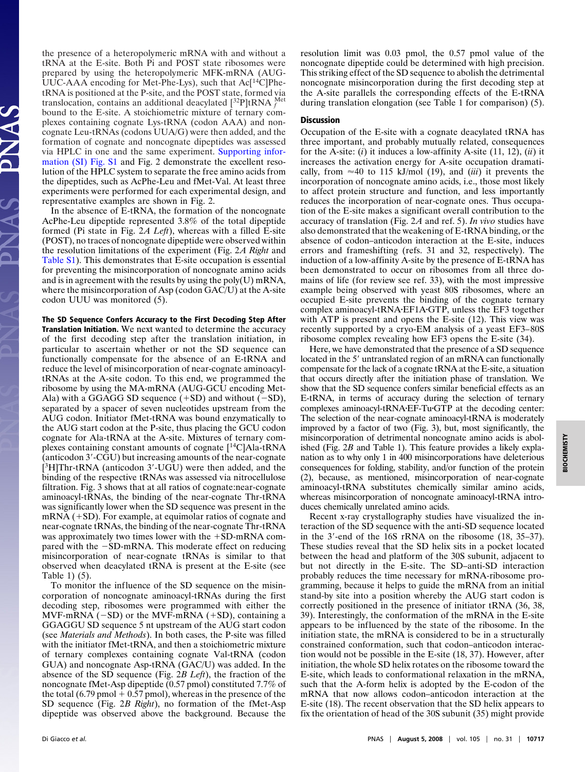the presence of a heteropolymeric mRNA with and without a tRNA at the E-site. Both Pi and POST state ribosomes were prepared by using the heteropolymeric MFK-mRNA (AUG-UUC-AAA encoding for Met-Phe-Lys), such that Ac[$^{14}$C]Phe-tRNA is positioned at the P-site, and the POST state, formed via translocation, contains an additional deacylated [$^{32}$P]tRNA $_f^{Met}$ bound to the E-site. A stoichiometric mixture of ternary complexes containing cognate Lys-tRNA (codon AAA) and noncognate Leu-tRNAs (codons UUA/G) were then added, and the formation of cognate and noncognate dipeptides was assessed via HPLC in one and the same experiment. Supporting information (SI) Fig. S1 and Fig. 2 demonstrate the excellent resolution of the HPLC system to separate the free amino acids from the dipeptides, such as AcPhe-Leu and fMet-Val. At least three experiments were performed for each experimental design, and representative examples are shown in Fig. 2.

In the absence of E-tRNA, the formation of the noncognate AcPhe-Leu dipeptide represented 3.8% of the total dipeptide formed (Pi state in Fig. 2*A Left*), whereas with a filled E-site (POST), no traces of noncognate dipeptide were observed within the resolution limitations of the experiment (Fig. 2*A Right* and Table S1). This demonstrates that E-site occupation is essential for preventing the misincorporation of noncognate amino acids and is in agreement with the results by using the poly(U) mRNA, where the misincorporation of Asp (codon GAC/U) at the A-site codon UUU was monitored (5).

**The SD Sequence Confers Accuracy to the First Decoding Step After Translation Initiation.** We next wanted to determine the accuracy of the first decoding step after the translation initiation, in particular to ascertain whether or not the SD sequence can functionally compensate for the absence of an E-tRNA and reduce the level of misincorporation of near-cognate aminoacyl-tRNAs at the A-site codon. To this end, we programmed the ribosome by using the MA-mRNA (AUG-GCU encoding Met-Ala) with a GGAGG SD sequence (+SD) and without (−SD), separated by a spacer of seven nucleotides upstream from the AUG codon. Initiator fMet-tRNA was bound enzymatically to the AUG start codon at the P-site, thus placing the GCU codon cognate for Ala-tRNA at the A-site. Mixtures of ternary complexes containing constant amounts of cognate [$^{14}$C]Ala-tRNA (anticodon 3′-CGU) but increasing amounts of the near-cognate [$^{3}$H]Thr-tRNA (anticodon 3′-UGU) were then added, and the binding of the respective tRNAs was assessed via nitrocellulose filtration. Fig. 3 shows that at all ratios of cognate:near-cognate aminoacyl-tRNAs, the binding of the near-cognate Thr-tRNA was significantly lower when the SD sequence was present in the mRNA (+SD). For example, at equimolar ratios of cognate and near-cognate tRNAs, the binding of the near-cognate Thr-tRNA was approximately two times lower with the +SD-mRNA compared with the −SD-mRNA. This moderate effect on reducing misincorporation of near-cognate tRNAs is similar to that observed when deacylated tRNA is present at the E-site (see Table 1) (5).

To monitor the influence of the SD sequence on the misincorporation of noncognate aminoacyl-tRNAs during the first decoding step, ribosomes were programmed with either the MVF-mRNA (−SD) or the MVF-mRNA (+SD), containing a GGAGGU SD sequence 5 nt upstream of the AUG start codon (see *Materials and Methods*). In both cases, the P-site was filled with the initiator fMet-tRNA, and then a stoichiometric mixture of ternary complexes containing cognate Val-tRNA (codon GUA) and noncognate Asp-tRNA (GAC/U) was added. In the absence of the SD sequence (Fig. 2*B Left*), the fraction of the noncognate fMet-Asp dipeptide (0.57 pmol) constituted 7.7% of the total (6.79 pmol + 0.57 pmol), whereas in the presence of the SD sequence (Fig. 2*B Right*), no formation of the fMet-Asp dipeptide was observed above the background. Because the resolution limit was 0.03 pmol, the 0.57 pmol value of the noncognate dipeptide could be determined with high precision. This striking effect of the SD sequence to abolish the detrimental noncognate misincorporation during the first decoding step at the A-site parallels the corresponding effects of the E-tRNA during translation elongation (see Table 1 for comparison) (5).

## Discussion

Occupation of the E-site with a cognate deacylated tRNA has three important, and probably mutually related, consequences for the A-site: (*i*) it induces a low-affinity A-site (11, 12), (*ii*) it increases the activation energy for A-site occupation dramatically, from ≈40 to 115 kJ/mol (19), and (*iii*) it prevents the incorporation of noncognate amino acids, i.e., those most likely to affect protein structure and function, and less importantly reduces the incorporation of near-cognate ones. Thus occupation of the E-site makes a significant overall contribution to the accuracy of translation (Fig. 2*A* and ref. 5). *In vivo* studies have also demonstrated that the weakening of E-tRNA binding, or the absence of codon–anticodon interaction at the E-site, induces errors and frameshifting (refs. 31 and 32, respectively). The induction of a low-affinity A-site by the presence of E-tRNA has been demonstrated to occur on ribosomes from all three domains of life (for review see ref. 33), with the most impressive example being observed with yeast 80S ribosomes, where an occupied E-site prevents the binding of the cognate ternary complex aminoacyl-tRNA·EF1A·GTP, unless the EF3 together with ATP is present and opens the E-site (12). This view was recently supported by a cryo-EM analysis of a yeast EF3–80S ribosome complex revealing how EF3 opens the E-site (34).

Here, we have demonstrated that the presence of a SD sequence located in the 5′ untranslated region of an mRNA can functionally compensate for the lack of a cognate tRNA at the E-site, a situation that occurs directly after the initiation phase of translation. We show that the SD sequence confers similar beneficial effects as an E-tRNA, in terms of accuracy during the selection of ternary complexes aminoacyl-tRNA·EF-Tu·GTP at the decoding center: The selection of the near-cognate aminoacyl-tRNA is moderately improved by a factor of two (Fig. 3), but, most significantly, the misincorporation of detrimental noncognate amino acids is abolished (Fig. 2*B* and Table 1). This feature provides a likely explanation as to why only 1 in 400 misincorporations have deleterious consequences for folding, stability, and/or function of the protein (2), because, as mentioned, misincorporation of near-cognate aminoacyl-tRNA substitutes chemically similar amino acids, whereas misincorporation of noncognate aminoacyl-tRNA introduces chemically unrelated amino acids.

Recent x-ray crystallography studies have visualized the interaction of the SD sequence with the anti-SD sequence located in the 3′-end of the 16S rRNA on the ribosome (18, 35–37). These studies reveal that the SD helix sits in a pocket located between the head and platform of the 30S subunit, adjacent to but not directly in the E-site. The SD–anti-SD interaction probably reduces the time necessary for mRNA-ribosome programming, because it helps to guide the mRNA from an initial stand-by site into a position whereby the AUG start codon is correctly positioned in the presence of initiator tRNA (36, 38, 39). Interestingly, the conformation of the mRNA in the E-site appears to be influenced by the state of the ribosome. In the initiation state, the mRNA is considered to be in a structurally constrained conformation, such that codon–anticodon interaction would not be possible in the E-site (18, 37). However, after initiation, the whole SD helix rotates on the ribosome toward the E-site, which leads to conformational relaxation in the mRNA, such that the A-form helix is adopted by the E-codon of the mRNA that now allows codon–anticodon interaction at the E-site (18). The recent observation that the SD helix appears to fix the orientation of head of the 30S subunit (35) might provide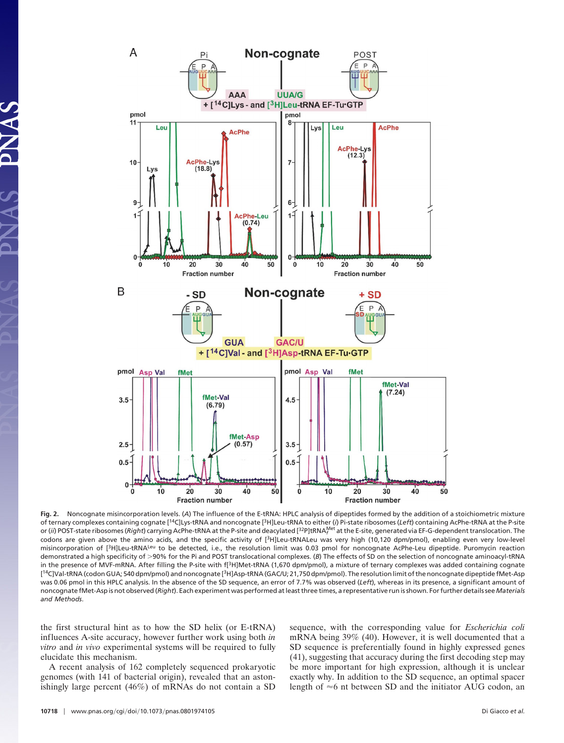**Fig. 2.** Noncognate misincorporation levels. (*A*) The influence of the E-tRNA: HPLC analysis of dipeptides formed by the addition of a stoichiometric mixture of ternary complexes containing cognate [$^{14}$C]Lys-tRNA and noncognate [$^{3}$H]Leu-tRNA to either (*i*) Pi-state ribosomes (*Left*) containing AcPhe-tRNA at the P-site or (*ii*) POST-state ribosomes (*Right*) carrying AcPhe-tRNA at the P-site and deacylated [$^{32}$P]tRNA$_f^{Met}$ at the E-site, generated via EF-G-dependent translocation. The codons are given above the amino acids, and the specific activity of [$^{3}$H]Leu-tRNALeu was very high (10,120 dpm/pmol), enabling even very low-level misincorporation of [$^{3}$H]Leu-tRNA$^{Leu}$ to be detected, i.e., the resolution limit was 0.03 pmol for noncognate AcPhe-Leu dipeptide. Puromycin reaction demonstrated a high specificity of >90% for the Pi and POST translocational complexes. (*B*) The effects of SD on the selection of noncognate aminoacyl-tRNA in the presence of MVF-mRNA. After filling the P-site with f[$^{3}$H]Met-tRNA (1,670 dpm/pmol), a mixture of ternary complexes was added containing cognate [$^{14}$C]Val-tRNA (codon GUA; 540 dpm/pmol) and noncognate [$^{3}$H]Asp-tRNA (GAC/U; 21,750 dpm/pmol). The resolution limit of the noncognate dipeptide fMet-Asp was 0.06 pmol in this HPLC analysis. In the absence of the SD sequence, an error of 7.7% was observed (*Left*), whereas in its presence, a significant amount of noncognate fMet-Asp is not observed (*Right*). Each experiment was performed at least three times, a representative run is shown. For further details see *Materials and Methods*.

the first structural hint as to how the SD helix (or E-tRNA) influences A-site accuracy, however further work using both *in vitro* and *in vivo* experimental systems will be required to fully elucidate this mechanism.

A recent analysis of 162 completely sequenced prokaryotic genomes (with 141 of bacterial origin), revealed that an astonishingly large percent (46%) of mRNAs do not contain a SD sequence, with the corresponding value for *Escherichia coli* mRNA being 39% (40). However, it is well documented that a SD sequence is preferentially found in highly expressed genes (41), suggesting that accuracy during the first decoding step may be more important for high expression, although it is unclear exactly why. In addition to the SD sequence, an optimal spacer length of ≈6 nt between SD and the initiator AUG codon, an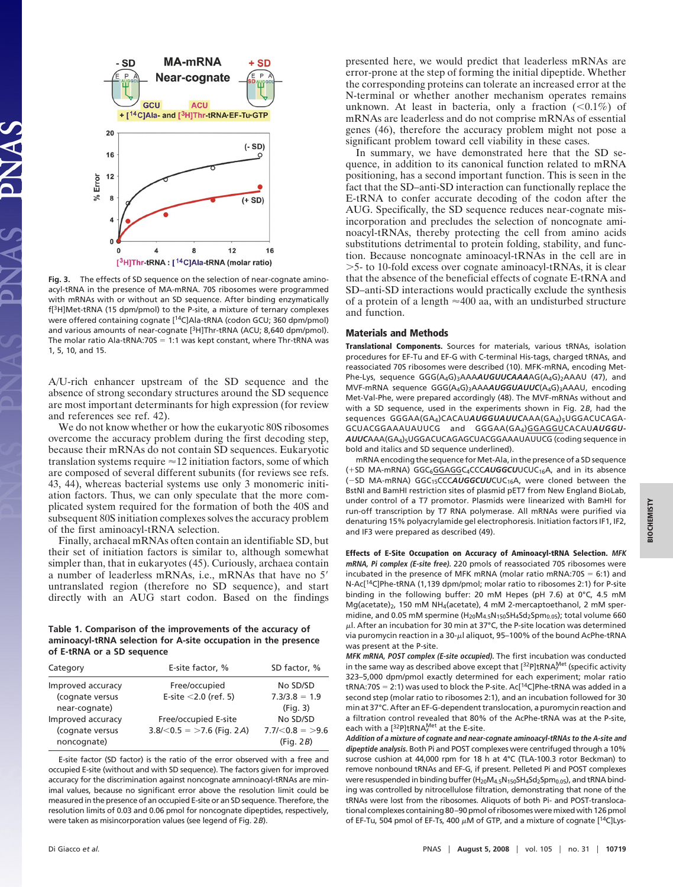Fig. 3. The effects of SD sequence on the selection of near-cognate aminoacyl-tRNA in the presence of MA-mRNA. 70S ribosomes were programmed with mRNAs with or without an SD sequence. After binding enzymatically f[$^3$H]Met-tRNA (15 dpm/pmol) to the P-site, a mixture of ternary complexes were offered containing cognate [$^{14}$C]Ala-tRNA (codon GCU; 360 dpm/pmol) and various amounts of near-cognate [$^3$H]Thr-tRNA (ACU; 8,640 dpm/pmol). The molar ratio Ala-tRNA:70S = 1:1 was kept constant, where Thr-tRNA was 1, 5, 10, and 15.

A/U-rich enhancer upstream of the SD sequence and the absence of strong secondary structures around the SD sequence are most important determinants for high expression (for review and references see ref. 42).

We do not know whether or how the eukaryotic 80S ribosomes overcome the accuracy problem during the first decoding step, because their mRNAs do not contain SD sequences. Eukaryotic translation systems require ≈12 initiation factors, some of which are composed of several different subunits (for reviews see refs. 43, 44), whereas bacterial systems use only 3 monomeric initiation factors. Thus, we can only speculate that the more complicated system required for the formation of both the 40S and subsequent 80S initiation complexes solves the accuracy problem of the first aminoacyl-tRNA selection.

Finally, archaeal mRNAs often contain an identifiable SD, but their set of initiation factors is similar to, although somewhat simpler than, that in eukaryotes (45). Curiously, archaea contain a number of leaderless mRNAs, i.e., mRNAs that have no 5′ untranslated region (therefore no SD sequence), and start directly with an AUG start codon. Based on the findings presented here, we would predict that leaderless mRNAs are error-prone at the step of forming the initial dipeptide. Whether the corresponding proteins can tolerate an increased error at the N-terminal or whether another mechanism operates remains unknown. At least in bacteria, only a fraction (<0.1%) of mRNAs are leaderless and do not comprise mRNAs of essential genes (46), therefore the accuracy problem might not pose a significant problem toward cell viability in these cases.

In summary, we have demonstrated here that the SD sequence, in addition to its canonical function related to mRNA positioning, has a second important function. This is seen in the fact that the SD–anti-SD interaction can functionally replace the E-tRNA to confer accurate decoding of the codon after the AUG. Specifically, the SD sequence reduces near-cognate misincorporation and precludes the selection of noncognate aminoacyl-tRNAs, thereby protecting the cell from amino acids substitutions detrimental to protein folding, stability, and function. Because noncognate aminoacyl-tRNAs in the cell are in >5- to 10-fold excess over cognate aminoacyl-tRNAs, it is clear that the absence of the beneficial effects of cognate E-tRNA and SD–anti-SD interactions would practically exclude the synthesis of a protein of a length ≈400 aa, with an undisturbed structure and function.

**Table 1. Comparison of the improvements of the accuracy of aminoacyl-tRNA selection for A-site occupation in the presence of E-tRNA or a SD sequence**

| Category | E-site factor, % | SD factor, % |
|---|---|---|
| Improved accuracy (cognate versus near-cognate) | Free/occupied E-site <2.0 (ref. 5) | No SD/SD 7.3/3.8 = 1.9 (Fig. 3) |
| Improved accuracy (cognate versus noncognate) | Free/occupied E-site 3.8/<0.5 = >7.6 (Fig. 2*A*) | No SD/SD 7.7/<0.8 = >9.6 (Fig. 2*B*) |

E-site factor (SD factor) is the ratio of the error observed with a free and occupied E-site (without and with SD sequence). The factors given for improved accuracy for the discrimination against noncognate amninoacyl-tRNAs are minimal values, because no significant error above the resolution limit could be measured in the presence of an occupied E-site or an SD sequence. Therefore, the resolution limits of 0.03 and 0.06 pmol for noncognate dipeptides, respectively, were taken as misincorporation values (see legend of Fig. 2*B*).

## Materials and Methods

**Translational Components.** Sources for materials, various tRNAs, isolation procedures for EF-Tu and EF-G with C-terminal His-tags, charged tRNAs, and reassociated 70S ribosomes were described (10). MFK-mRNA, encoding Met-Phe-Lys, sequence GGG($A_4$G)$_3$AAA***AUGUUCAAA***AG($A_4$G)$_2$AAAU (47), and MVF-mRNA sequence GGG($A_4$G)$_3$AAA***AUGGUAUUC***($A_4$G)$_3$AAAU, encoding Met-Val-Phe, were prepared accordingly (48). The MVF-mRNAs without and with a SD sequence, used in the experiments shown in Fig. 2*B*, had the sequences GGGAA($GA_4$)CACAU***AUGGUAUUC***AAA($GA_4$)$_5$UGGACUCAGAGCUACGGAAAUAUUCG and GGGAA($GA_4$)GGAGGUCACAU***AUGGUAUUC***AAA($GA_4$)$_5$UGGACUCAGAGCUACGGAAAUAUUCG (coding sequence in bold and italics and SD sequence underlined).

mRNA encoding the sequence for Met-Ala, in the presence of a SD sequence (+SD MA-mRNA) $GGC_6$GGAGGC$_4$CCC***AUGGCU***UCUC$_{16}$A, and in its absence (−SD MA-mRNA) $GGC_{15}$CCC***AUGGCUU***CUC$_{16}$A, were cloned between the BstNI and BamHI restriction sites of plasmid pET7 from New England BioLab, under control of a T7 promotor. Plasmids were linearized with BamHI for run-off transcription by T7 RNA polymerase. All mRNAs were purified via denaturing 15% polyacrylamide gel electrophoresis. Initiation factors IF1, IF2, and IF3 were prepared as described (49).

**Effects of E-Site Occupation on Accuracy of Aminoacyl-tRNA Selection.** ***MFK mRNA, Pi complex (E-site free).*** 220 pmols of reassociated 70S ribosomes were incubated in the presence of MFK mRNA (molar ratio mRNA:70S = 6:1) and N-Ac[$^{14}$C]Phe-tRNA (1,139 dpm/pmol; molar ratio to ribosomes 2:1) for P-site binding in the following buffer: 20 mM Hepes (pH 7.6) at 0°C, 4.5 mM Mg(acetate)$_2$, 150 mM $NH_4$(acetate), 4 mM 2-mercaptoethanol, 2 mM spermidine, and 0.05 mM spermine ($H_{20}M_{4.5}N_{150}SH_4Sd_2Spm_{0.05}$); total volume 660 μl. After an incubation for 30 min at 37°C, the P-site location was determined via puromycin reaction in a 30-μl aliquot, 95–100% of the bound AcPhe-tRNA was present at the P-site.

***MFK mRNA, POST complex (E-site occupied).*** The first incubation was conducted in the same way as described above except that [$^{32}$P]tRNA$_f^{Met}$ (specific activity 323–5,000 dpm/pmol exactly determined for each experiment; molar ratio tRNA:70S = 2:1) was used to block the P-site. Ac[$^{14}$C]Phe-tRNA was added in a second step (molar ratio to ribosomes 2:1), and an incubation followed for 30 min at 37°C. After an EF-G-dependent translocation, a puromycin reaction and a filtration control revealed that 80% of the AcPhe-tRNA was at the P-site, each with a [$^{32}$P]tRNA$_f^{Met}$ at the E-site.

***Addition of a mixture of cognate and near-cognate aminoacyl-tRNAs to the A-site and dipeptide analysis.*** Both Pi and POST complexes were centrifuged through a 10% sucrose cushion at 44,000 rpm for 18 h at 4°C (TLA-100.3 rotor Beckman) to remove nonbound tRNAs and EF-G, if present. Pelleted Pi and POST complexes were resuspended in binding buffer ($H_{20}M_{4.5}N_{150}SH_4Sd_2Spm_{0.05}$), and tRNA binding was controlled by nitrocellulose filtration, demonstrating that none of the tRNAs were lost from the ribosomes. Aliquots of both Pi- and POST-translocational complexes containing 80–90 pmol of ribosomes were mixed with 126 pmol of EF-Tu, 504 pmol of EF-Ts, 400 μM of GTP, and a mixture of cognate [$^{14}$C]Lys-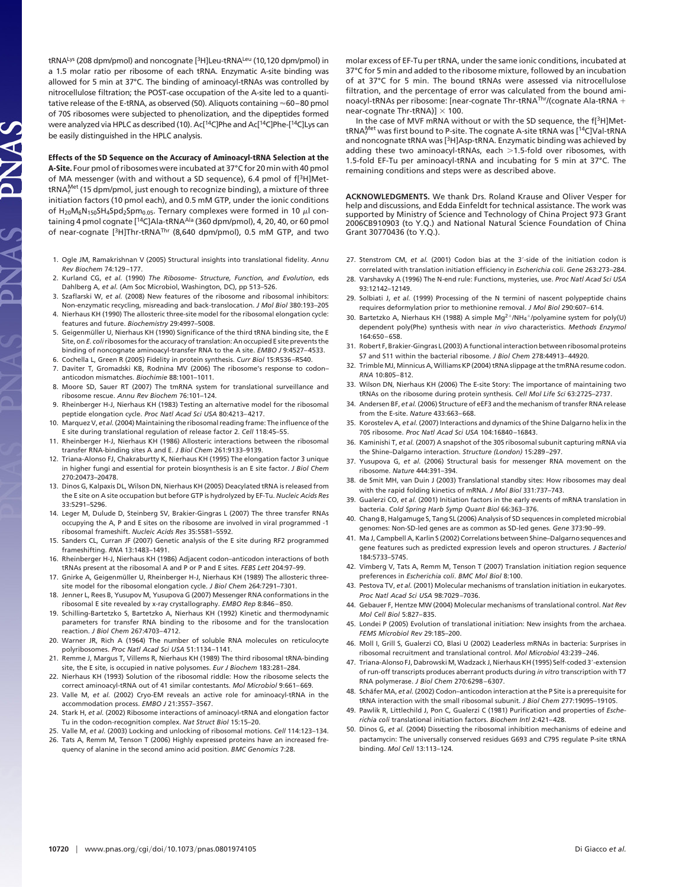tRNA$^{Lys}$ (208 dpm/pmol) and noncognate [$^3$H]Leu-tRNA$^{Leu}$ (10,120 dpm/pmol) in a 1.5 molar ratio per ribosome of each tRNA. Enzymatic A-site binding was allowed for 5 min at 37°C. The binding of aminoacyl-tRNAs was controlled by nitrocellulose filtration; the POST-case occupation of the A-site led to a quantitative release of the E-tRNA, as observed (50). Aliquots containing ≈60–80 pmol of 70S ribosomes were subjected to phenolization, and the dipeptides formed were analyzed via HPLC as described (10). Ac[$^{14}$C]Phe and Ac[$^{14}$C]Phe-[$^{14}$C]Lys can be easily distinguished in the HPLC analysis.

**Effects of the SD Sequence on the Accuracy of Aminoacyl-tRNA Selection at the A-Site.** Four pmol of ribosomes were incubated at 37°C for 20 min with 40 pmol of MA messenger (with and without a SD sequence), 6.4 pmol of f[$^3$H]Met-tRNA$_f^{Met}$ (15 dpm/pmol, just enough to recognize binding), a mixture of three initiation factors (10 pmol each), and 0.5 mM GTP, under the ionic conditions of $H_{20}M_6N_{150}SH_4Spd_2Spm_{0.05}$. Ternary complexes were formed in 10 μl containing 4 pmol cognate [$^{14}$C]Ala-tRNA$^{Ala}$ (360 dpm/pmol), 4, 20, 40, or 60 pmol of near-cognate [$^3$H]Thr-tRNA$^{Thr}$ (8,640 dpm/pmol), 0.5 mM GTP, and two molar excess of EF-Tu per tRNA, under the same ionic conditions, incubated at 37°C for 5 min and added to the ribosome mixture, followed by an incubation of at 37°C for 5 min. The bound tRNAs were assessed via nitrocellulose filtration, and the percentage of error was calculated from the bound aminoacyl-tRNAs per ribosome: [near-cognate Thr-tRNA$^{Thr}$/(cognate Ala-tRNA + near-cognate Thr-tRNA)] × 100.

In the case of MVF mRNA without or with the SD sequence, the f[$^3$H]Met-tRNA$_f^{Met}$ was first bound to P-site. The cognate A-site tRNA was [$^{14}$C]Val-tRNA and noncognate tRNA was [$^3$H]Asp-tRNA. Enzymatic binding was achieved by adding these two aminoacyl-tRNAs, each >1.5-fold over ribosomes, with 1.5-fold EF-Tu per aminoacyl-tRNA and incubating for 5 min at 37°C. The remaining conditions and steps were as described above.

**ACKNOWLEDGMENTS.** We thank Drs. Roland Krause and Oliver Vesper for help and discussions, and Edda Einfeldt for technical assistance. The work was supported by Ministry of Science and Technology of China Project 973 Grant 2006CB910903 (to Y.Q.) and National Natural Science Foundation of China Grant 30770436 (to Y.Q.).

1. Ogle JM, Ramakrishnan V (2005) Structural insights into translational fidelity. *Annu Rev Biochem* 74:129–177.
2. Kurland CG, *et al.* (1990) *The Ribosome- Structure, Function, and Evolution*, eds Dahlberg A, *et al.* (Am Soc Microbiol, Washington, DC), pp 513–526.
3. Szaflarski W, *et al.* (2008) New features of the ribosome and ribosomal inhibitors: Non-enzymatic recycling, misreading and back-translocation. *J Mol Biol* 380:193–205
4. Nierhaus KH (1990) The allosteric three-site model for the ribosomal elongation cycle: features and future. *Biochemistry* 29:4997–5008.
5. Geigenmüller U, Nierhaus KH (1990) Significance of the third tRNA binding site, the E Site, on *E. coli* ribosomes for the accuracy of translation: An occupied E site prevents the binding of noncognate aminoacyl-transfer RNA to the A site. *EMBO J* 9:4527–4533.
6. Cochella L, Green R (2005) Fidelity in protein synthesis. *Curr Biol* 15:R536–R540.
7. Daviter T, Gromadski KB, Rodnina MV (2006) The ribosome's response to codon–anticodon mismatches. *Biochimie* 88:1001–1011.
8. Moore SD, Sauer RT (2007) The tmRNA system for translational surveillance and ribosome rescue. *Annu Rev Biochem* 76:101–124.
9. Rheinberger H-J, Nierhaus KH (1983) Testing an alternative model for the ribosomal peptide elongation cycle. *Proc Natl Acad Sci USA* 80:4213–4217.
10. Marquez V, *et al.* (2004) Maintaining the ribosomal reading frame: The influence of the E site during translational regulation of release factor 2. *Cell* 118:45–55.
11. Rheinberger H-J, Nierhaus KH (1986) Allosteric interactions between the ribosomal transfer RNA-binding sites A and E. *J Biol Chem* 261:9133–9139.
12. Triana-Alonso FJ, Chakraburtty K, Nierhaus KH (1995) The elongation factor 3 unique in higher fungi and essential for protein biosynthesis is an E site factor. *J Biol Chem* 270:20473–20478.
13. Dinos G, Kalpaxis DL, Wilson DN, Nierhaus KH (2005) Deacylated tRNA is released from the E site on A site occupation but before GTP is hydrolyzed by EF-Tu. *Nucleic Acids Res* 33:5291–5296.
14. Leger M, Dulude D, Steinberg SV, Brakier-Gingras L (2007) The three transfer RNAs occupying the A, P and E sites on the ribosome are involved in viral programmed -1 ribosomal frameshift. *Nucleic Acids Res* 35:5581–5592.
15. Sanders CL, Curran JF (2007) Genetic analysis of the E site during RF2 programmed frameshifting. *RNA* 13:1483–1491.
16. Rheinberger H-J, Nierhaus KH (1986) Adjacent codon–anticodon interactions of both tRNAs present at the ribosomal A and P or P and E sites. *FEBS Lett* 204:97–99.
17. Gnirke A, Geigenmüller U, Rheinberger H-J, Nierhaus KH (1989) The allosteric three-site model for the ribosomal elongation cycle. *J Biol Chem* 264:7291–7301.
18. Jenner L, Rees B, Yusupov M, Yusupova G (2007) Messenger RNA conformations in the ribosomal E site revealed by x-ray crystallography. *EMBO Rep* 8:846–850.
19. Schilling-Bartetzko S, Bartetzko A, Nierhaus KH (1992) Kinetic and thermodynamic parameters for transfer RNA binding to the ribosome and for the translocation reaction. *J Biol Chem* 267:4703–4712.
20. Warner JR, Rich A (1964) The number of soluble RNA molecules on reticulocyte polyribosomes. *Proc Natl Acad Sci USA* 51:1134–1141.
21. Remme J, Margus T, Villems R, Nierhaus KH (1989) The third ribosomal tRNA-binding site, the E site, is occupied in native polysomes. *Eur J Biochem* 183:281–284.
22. Nierhaus KH (1993) Solution of the ribosomal riddle: How the ribosome selects the correct aminoacyl-tRNA out of 41 similar contestants. *Mol Microbiol* 9:661–669.
23. Valle M, *et al.* (2002) Cryo-EM reveals an active role for aminoacyl-tRNA in the accommodation process. *EMBO J* 21:3557–3567.
24. Stark H, *et al.* (2002) Ribosome interactions of aminoacyl-tRNA and elongation factor Tu in the codon-recognition complex. *Nat Struct Biol* 15:15–20.
25. Valle M, *et al.* (2003) Locking and unlocking of ribosomal motions. *Cell* 114:123–134.
26. Tats A, Remm M, Tenson T (2006) Highly expressed proteins have an increased frequency of alanine in the second amino acid position. *BMC Genomics* 7:28.
27. Stenstrom CM, *et al.* (2001) Codon bias at the 3′-side of the initiation codon is correlated with translation initiation efficiency in *Escherichia coli*. *Gene* 263:273–284.
28. Varshavsky A (1996) The N-end rule: Functions, mysteries, use. *Proc Natl Acad Sci USA* 93:12142–12149.
29. Solbiati J, *et al.* (1999) Processing of the N termini of nascent polypeptide chains requires deformylation prior to methionine removal. *J Mol Biol* 290:607–614.
30. Bartetzko A, Nierhaus KH (1988) A simple $Mg^{2+}/NH_4^+$/polyamine system for poly(U) dependent poly(Phe) synthesis with near *in vivo* characteristics. *Methods Enzymol* 164:650–658.
31. Robert F, Brakier-Gingras L (2003) A functional interaction between ribosomal proteins S7 and S11 within the bacterial ribosome. *J Biol Chem* 278:44913–44920.
32. Trimble MJ, Minnicus A, Williams KP (2004) tRNA slippage at the tmRNA resume codon. *RNA* 10:805–812.
33. Wilson DN, Nierhaus KH (2006) The E-site Story: The importance of maintaining two tRNAs on the ribosome during protein synthesis. *Cell Mol Life Sci* 63:2725–2737.
34. Andersen BF, *et al.* (2006) Structure of eEF3 and the mechanism of transfer RNA release from the E-site. *Nature* 433:663–668.
35. Korostelev A, *et al.* (2007) Interactions and dynamics of the Shine Dalgarno helix in the 70S ribosome. *Proc Natl Acad Sci USA* 104:16840–16843.
36. Kaminishi T, *et al.* (2007) A snapshot of the 30S ribosomal subunit capturing mRNA via the Shine–Dalgarno interaction. *Structure (London)* 15:289–297.
37. Yusupova G, *et al.* (2006) Structural basis for messenger RNA movement on the ribosome. *Nature* 444:391–394.
38. de Smit MH, van Duin J (2003) Translational standby sites: How ribosomes may deal with the rapid folding kinetics of mRNA. *J Mol Biol* 331:737–743.
39. Gualerzi CO, *et al.* (2001) Initiation factors in the early events of mRNA translation in bacteria. *Cold Spring Harb Symp Quant Biol* 66:363–376.
40. Chang B, Halgamuge S, Tang SL (2006) Analysis of SD sequences in completed microbial genomes: Non-SD-led genes are as common as SD-led genes. *Gene* 373:90–99.
41. Ma J, Campbell A, Karlin S (2002) Correlations between Shine–Dalgarno sequences and gene features such as predicted expression levels and operon structures. *J Bacteriol* 184:5733–5745.
42. Vimberg V, Tats A, Remm M, Tenson T (2007) Translation initiation region sequence preferences in *Escherichia coli*. *BMC Mol Biol* 8:100.
43. Pestova TV, *et al.* (2001) Molecular mechanisms of translation initiation in eukaryotes. *Proc Natl Acad Sci USA* 98:7029–7036.
44. Gebauer F, Hentze MW (2004) Molecular mechanisms of translational control. *Nat Rev Mol Cell Biol* 5:827–835.
45. Londei P (2005) Evolution of translational initiation: New insights from the archaea. *FEMS Microbiol Rev* 29:185–200.
46. Moll I, Grill S, Gualerzi CO, Blasi U (2002) Leaderless mRNAs in bacteria: Surprises in ribosomal recruitment and translational control. *Mol Microbiol* 43:239–246.
47. Triana-Alonso FJ, Dabrowski M, Wadzack J, Nierhaus KH (1995) Self-coded 3′-extension of run-off transcripts produces aberrant products during *in vitro* transcription with T7 RNA polymerase. *J Biol Chem* 270:6298–6307.
48. Schäfer MA, *et al.* (2002) Codon–anticodon interaction at the P Site is a prerequisite for tRNA interaction with the small ribosomal subunit. *J Biol Chem* 277:19095–19105.
49. Pawlik R, Littlechild J, Pon C, Gualerzi C (1981) Purification and properties of *Escherichia coli* translational initiation factors. *Biochem Intl* 2:421–428.
50. Dinos G, *et al.* (2004) Dissecting the ribosomal inhibition mechanisms of edeine and pactamycin: The universally conserved residues G693 and C795 regulate P-site tRNA binding. *Mol Cell* 13:113–124.